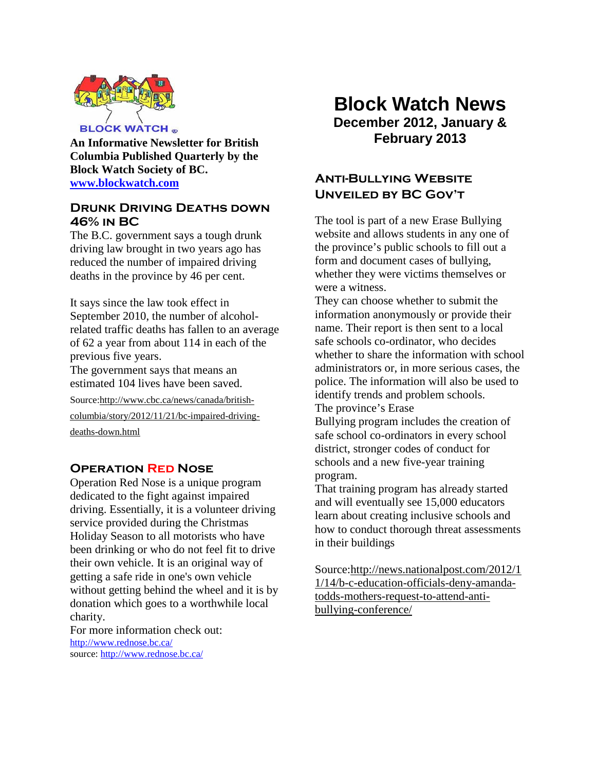BLOCK WATCH ®

**An Informative Newsletter for British Columbia Published Quarterly by the Block Watch Society of BC.**
**www.blockwatch.com**

# Block Watch News

**December 2012, January & February 2013**

## Drunk Driving Deaths down 46% in BC

The B.C. government says a tough drunk driving law brought in two years ago has reduced the number of impaired driving deaths in the province by 46 per cent.

It says since the law took effect in September 2010, the number of alcohol-related traffic deaths has fallen to an average of 62 a year from about 114 in each of the previous five years.
The government says that means an estimated 104 lives have been saved.

Source:http://www.cbc.ca/news/canada/british-columbia/story/2012/11/21/bc-impaired-driving-deaths-down.html

## Operation Red Nose

Operation Red Nose is a unique program dedicated to the fight against impaired driving. Essentially, it is a volunteer driving service provided during the Christmas Holiday Season to all motorists who have been drinking or who do not feel fit to drive their own vehicle. It is an original way of getting a safe ride in one's own vehicle without getting behind the wheel and it is by donation which goes to a worthwhile local charity.
For more information check out:
http://www.rednose.bc.ca/
source: http://www.rednose.bc.ca/

## Anti-Bullying Website Unveiled by BC Gov't

The tool is part of a new Erase Bullying website and allows students in any one of the province's public schools to fill out a form and document cases of bullying, whether they were victims themselves or were a witness.
They can choose whether to submit the information anonymously or provide their name. Their report is then sent to a local safe schools co-ordinator, who decides whether to share the information with school administrators or, in more serious cases, the police. The information will also be used to identify trends and problem schools.
The province's Erase Bullying program includes the creation of safe school co-ordinators in every school district, stronger codes of conduct for schools and a new five-year training program.
That training program has already started and will eventually see 15,000 educators learn about creating inclusive schools and how to conduct thorough threat assessments in their buildings

Source:http://news.nationalpost.com/2012/11/14/b-c-education-officials-deny-amanda-todds-mothers-request-to-attend-anti-bullying-conference/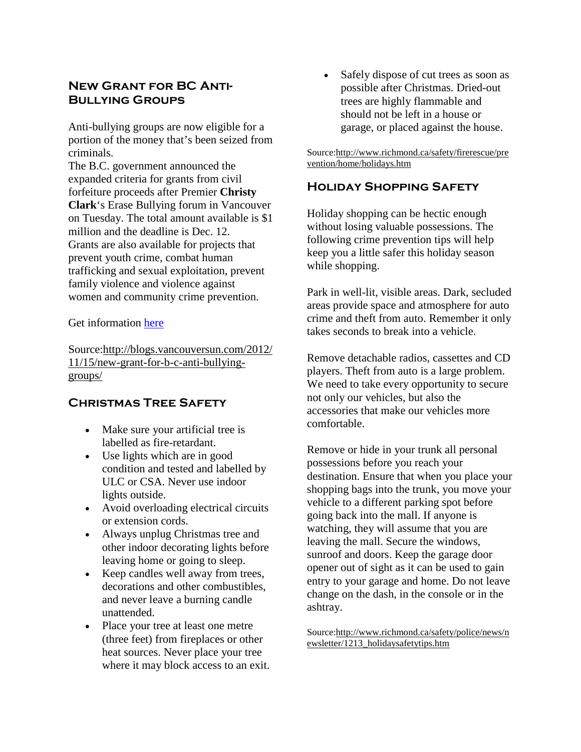## New Grant for BC Anti-Bullying Groups

Anti-bullying groups are now eligible for a portion of the money that's been seized from criminals.
The B.C. government announced the expanded criteria for grants from civil forfeiture proceeds after Premier **Christy Clark**'s Erase Bullying forum in Vancouver on Tuesday. The total amount available is $1 million and the deadline is Dec. 12.
Grants are also available for projects that prevent youth crime, combat human trafficking and sexual exploitation, prevent family violence and violence against women and community crime prevention.

Get information here

Source:http://blogs.vancouversun.com/2012/11/15/new-grant-for-b-c-anti-bullying-groups/

## Christmas Tree Safety

- Make sure your artificial tree is labelled as fire-retardant.
- Use lights which are in good condition and tested and labelled by ULC or CSA. Never use indoor lights outside.
- Avoid overloading electrical circuits or extension cords.
- Always unplug Christmas tree and other indoor decorating lights before leaving home or going to sleep.
- Keep candles well away from trees, decorations and other combustibles, and never leave a burning candle unattended.
- Place your tree at least one metre (three feet) from fireplaces or other heat sources. Never place your tree where it may block access to an exit.
- Safely dispose of cut trees as soon as possible after Christmas. Dried-out trees are highly flammable and should not be left in a house or garage, or placed against the house.

Source:http://www.richmond.ca/safety/firerescue/prevention/home/holidays.htm

## Holiday Shopping Safety

Holiday shopping can be hectic enough without losing valuable possessions. The following crime prevention tips will help keep you a little safer this holiday season while shopping.

Park in well-lit, visible areas. Dark, secluded areas provide space and atmosphere for auto crime and theft from auto. Remember it only takes seconds to break into a vehicle.

Remove detachable radios, cassettes and CD players. Theft from auto is a large problem. We need to take every opportunity to secure not only our vehicles, but also the accessories that make our vehicles more comfortable.

Remove or hide in your trunk all personal possessions before you reach your destination. Ensure that when you place your shopping bags into the trunk, you move your vehicle to a different parking spot before going back into the mall. If anyone is watching, they will assume that you are leaving the mall. Secure the windows, sunroof and doors. Keep the garage door opener out of sight as it can be used to gain entry to your garage and home. Do not leave change on the dash, in the console or in the ashtray.

Source:http://www.richmond.ca/safety/police/news/newsletter/1213_holidaysafetytips.htm